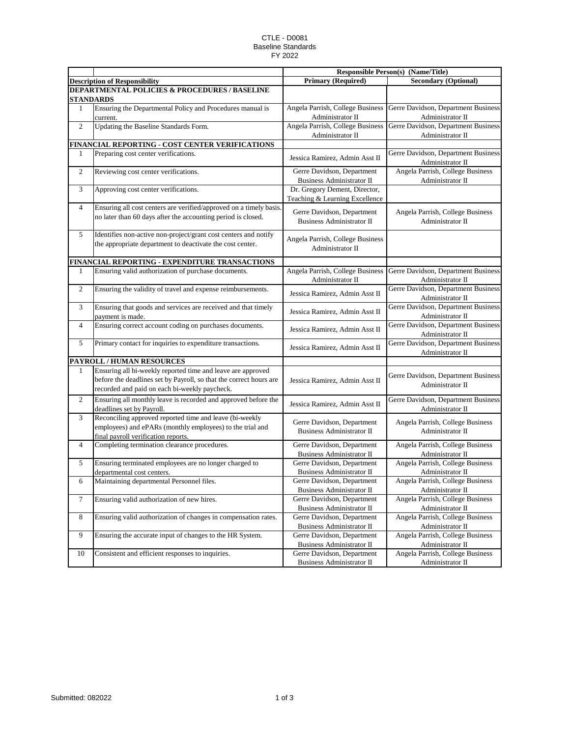CTLE - D0081
Baseline Standards
FY 2022

| | | Responsible Person(s) (Name/Title) | |
|---|---|---|---|
| **Description of Responsibility** | | **Primary (Required)** | **Secondary (Optional)** |
| **DEPARTMENTAL POLICIES & PROCEDURES / BASELINE STANDARDS** | | | |
| 1 | Ensuring the Departmental Policy and Procedures manual is current. | Angela Parrish, College Business Administrator II | Gerre Davidson, Department Business Administrator II |
| 2 | Updating the Baseline Standards Form. | Angela Parrish, College Business Administrator II | Gerre Davidson, Department Business Administrator II |
| **FINANCIAL REPORTING - COST CENTER VERIFICATIONS** | | | |
| 1 | Preparing cost center verifications. | Jessica Ramirez, Admin Asst II | Gerre Davidson, Department Business Administrator II |
| 2 | Reviewing cost center verifications. | Gerre Davidson, Department Business Administrator II | Angela Parrish, College Business Administrator II |
| 3 | Approving cost center verifications. | Dr. Gregory Dement, Director, Teaching & Learning Excellence | |
| 4 | Ensuring all cost centers are verified/approved on a timely basis. no later than 60 days after the accounting period is closed. | Gerre Davidson, Department Business Administrator II | Angela Parrish, College Business Administrator II |
| 5 | Identifies non-active non-project/grant cost centers and notify the appropriate department to deactivate the cost center. | Angela Parrish, College Business Administrator II | |
| **FINANCIAL REPORTING - EXPENDITURE TRANSACTIONS** | | | |
| 1 | Ensuring valid authorization of purchase documents. | Angela Parrish, College Business Administrator II | Gerre Davidson, Department Business Administrator II |
| 2 | Ensuring the validity of travel and expense reimbursements. | Jessica Ramirez, Admin Asst II | Gerre Davidson, Department Business Administrator II |
| 3 | Ensuring that goods and services are received and that timely payment is made. | Jessica Ramirez, Admin Asst II | Gerre Davidson, Department Business Administrator II |
| 4 | Ensuring correct account coding on purchases documents. | Jessica Ramirez, Admin Asst II | Gerre Davidson, Department Business Administrator II |
| 5 | Primary contact for inquiries to expenditure transactions. | Jessica Ramirez, Admin Asst II | Gerre Davidson, Department Business Administrator II |
| **PAYROLL / HUMAN RESOURCES** | | | |
| 1 | Ensuring all bi-weekly reported time and leave are approved before the deadlines set by Payroll, so that the correct hours are recorded and paid on each bi-weekly paycheck. | Jessica Ramirez, Admin Asst II | Gerre Davidson, Department Business Administrator II |
| 2 | Ensuring all monthly leave is recorded and approved before the deadlines set by Payroll. | Jessica Ramirez, Admin Asst II | Gerre Davidson, Department Business Administrator II |
| 3 | Reconciling approved reported time and leave (bi-weekly employees) and ePARs (monthly employees) to the trial and final payroll verification reports. | Gerre Davidson, Department Business Administrator II | Angela Parrish, College Business Administrator II |
| 4 | Completing termination clearance procedures. | Gerre Davidson, Department Business Administrator II | Angela Parrish, College Business Administrator II |
| 5 | Ensuring terminated employees are no longer charged to departmental cost centers. | Gerre Davidson, Department Business Administrator II | Angela Parrish, College Business Administrator II |
| 6 | Maintaining departmental Personnel files. | Gerre Davidson, Department Business Administrator II | Angela Parrish, College Business Administrator II |
| 7 | Ensuring valid authorization of new hires. | Gerre Davidson, Department Business Administrator II | Angela Parrish, College Business Administrator II |
| 8 | Ensuring valid authorization of changes in compensation rates. | Gerre Davidson, Department Business Administrator II | Angela Parrish, College Business Administrator II |
| 9 | Ensuring the accurate input of changes to the HR System. | Gerre Davidson, Department Business Administrator II | Angela Parrish, College Business Administrator II |
| 10 | Consistent and efficient responses to inquiries. | Gerre Davidson, Department Business Administrator II | Angela Parrish, College Business Administrator II |

Submitted: 082022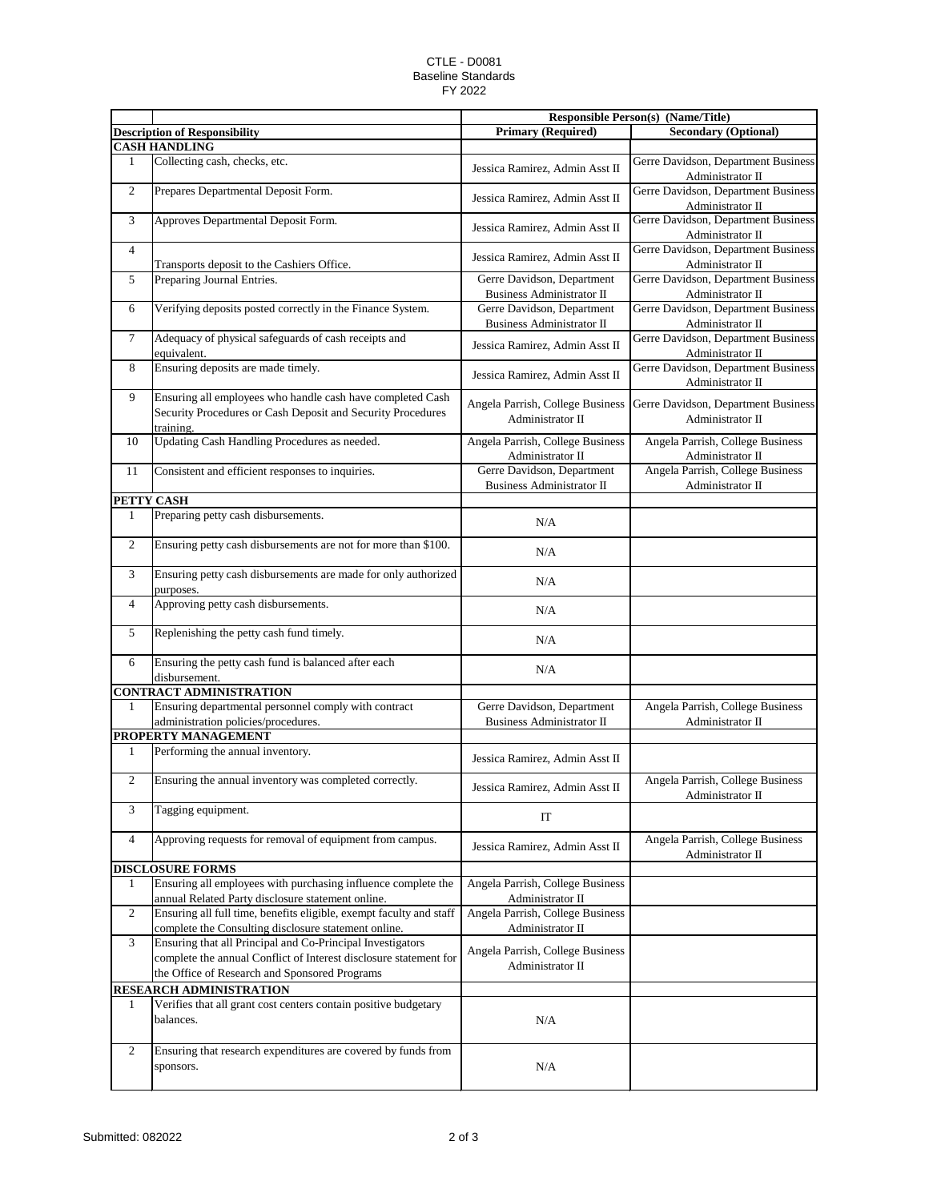CTLE - D0081
Baseline Standards
FY 2022

| | | Responsible Person(s) (Name/Title) | |
|---|---|---|---|
| | **Description of Responsibility** | **Primary (Required)** | **Secondary (Optional)** |
| **CASH HANDLING** | | | |
| 1 | Collecting cash, checks, etc. | Jessica Ramirez, Admin Asst II | Gerre Davidson, Department Business Administrator II |
| 2 | Prepares Departmental Deposit Form. | Jessica Ramirez, Admin Asst II | Gerre Davidson, Department Business Administrator II |
| 3 | Approves Departmental Deposit Form. | Jessica Ramirez, Admin Asst II | Gerre Davidson, Department Business Administrator II |
| 4 | Transports deposit to the Cashiers Office. | Jessica Ramirez, Admin Asst II | Gerre Davidson, Department Business Administrator II |
| 5 | Preparing Journal Entries. | Gerre Davidson, Department Business Administrator II | Gerre Davidson, Department Business Administrator II |
| 6 | Verifying deposits posted correctly in the Finance System. | Gerre Davidson, Department Business Administrator II | Gerre Davidson, Department Business Administrator II |
| 7 | Adequacy of physical safeguards of cash receipts and equivalent. | Jessica Ramirez, Admin Asst II | Gerre Davidson, Department Business Administrator II |
| 8 | Ensuring deposits are made timely. | Jessica Ramirez, Admin Asst II | Gerre Davidson, Department Business Administrator II |
| 9 | Ensuring all employees who handle cash have completed Cash Security Procedures or Cash Deposit and Security Procedures training. | Angela Parrish, College Business Administrator II | Gerre Davidson, Department Business Administrator II |
| 10 | Updating Cash Handling Procedures as needed. | Angela Parrish, College Business Administrator II | Angela Parrish, College Business Administrator II |
| 11 | Consistent and efficient responses to inquiries. | Gerre Davidson, Department Business Administrator II | Angela Parrish, College Business Administrator II |
| **PETTY CASH** | | | |
| 1 | Preparing petty cash disbursements. | N/A | |
| 2 | Ensuring petty cash disbursements are not for more than $100. | N/A | |
| 3 | Ensuring petty cash disbursements are made for only authorized purposes. | N/A | |
| 4 | Approving petty cash disbursements. | N/A | |
| 5 | Replenishing the petty cash fund timely. | N/A | |
| 6 | Ensuring the petty cash fund is balanced after each disbursement. | N/A | |
| **CONTRACT ADMINISTRATION** | | | |
| 1 | Ensuring departmental personnel comply with contract administration policies/procedures. | Gerre Davidson, Department Business Administrator II | Angela Parrish, College Business Administrator II |
| **PROPERTY MANAGEMENT** | | | |
| 1 | Performing the annual inventory. | Jessica Ramirez, Admin Asst II | |
| 2 | Ensuring the annual inventory was completed correctly. | Jessica Ramirez, Admin Asst II | Angela Parrish, College Business Administrator II |
| 3 | Tagging equipment. | IT | |
| 4 | Approving requests for removal of equipment from campus. | Jessica Ramirez, Admin Asst II | Angela Parrish, College Business Administrator II |
| **DISCLOSURE FORMS** | | | |
| 1 | Ensuring all employees with purchasing influence complete the annual Related Party disclosure statement online. | Angela Parrish, College Business Administrator II | |
| 2 | Ensuring all full time, benefits eligible, exempt faculty and staff complete the Consulting disclosure statement online. | Angela Parrish, College Business Administrator II | |
| 3 | Ensuring that all Principal and Co-Principal Investigators complete the annual Conflict of Interest disclosure statement for the Office of Research and Sponsored Programs | Angela Parrish, College Business Administrator II | |
| **RESEARCH ADMINISTRATION** | | | |
| 1 | Verifies that all grant cost centers contain positive budgetary balances. | N/A | |
| 2 | Ensuring that research expenditures are covered by funds from sponsors. | N/A | |

Submitted: 082022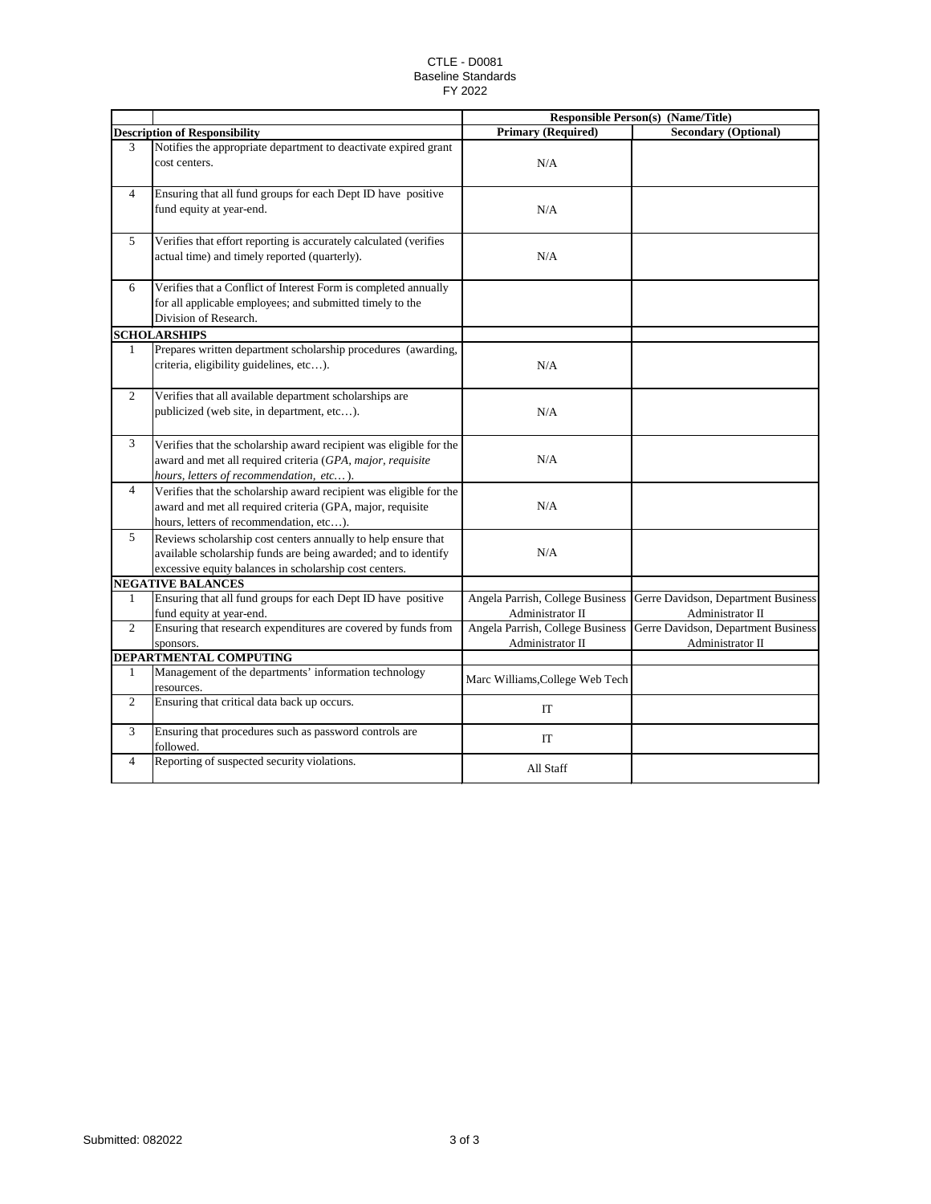CTLE - D0081
Baseline Standards
FY 2022

| | Description of Responsibility | Responsible Person(s) (Name/Title) Primary (Required) | Secondary (Optional) |
|---|---|---|---|
| 3 | Notifies the appropriate department to deactivate expired grant cost centers. | N/A | |
| 4 | Ensuring that all fund groups for each Dept ID have positive fund equity at year-end. | N/A | |
| 5 | Verifies that effort reporting is accurately calculated (verifies actual time) and timely reported (quarterly). | N/A | |
| 6 | Verifies that a Conflict of Interest Form is completed annually for all applicable employees; and submitted timely to the Division of Research. | | |
| **SCHOLARSHIPS** | | | |
| 1 | Prepares written department scholarship procedures (awarding, criteria, eligibility guidelines, etc…). | N/A | |
| 2 | Verifies that all available department scholarships are publicized (web site, in department, etc…). | N/A | |
| 3 | Verifies that the scholarship award recipient was eligible for the award and met all required criteria (*GPA, major, requisite hours, letters of recommendation, etc…*). | N/A | |
| 4 | Verifies that the scholarship award recipient was eligible for the award and met all required criteria (GPA, major, requisite hours, letters of recommendation, etc…). | N/A | |
| 5 | Reviews scholarship cost centers annually to help ensure that available scholarship funds are being awarded; and to identify excessive equity balances in scholarship cost centers. | N/A | |
| **NEGATIVE BALANCES** | | | |
| 1 | Ensuring that all fund groups for each Dept ID have positive fund equity at year-end. | Angela Parrish, College Business Administrator II | Gerre Davidson, Department Business Administrator II |
| 2 | Ensuring that research expenditures are covered by funds from sponsors. | Angela Parrish, College Business Administrator II | Gerre Davidson, Department Business Administrator II |
| **DEPARTMENTAL COMPUTING** | | | |
| 1 | Management of the departments' information technology resources. | Marc Williams,College Web Tech | |
| 2 | Ensuring that critical data back up occurs. | IT | |
| 3 | Ensuring that procedures such as password controls are followed. | IT | |
| 4 | Reporting of suspected security violations. | All Staff | |

Submitted: 082022